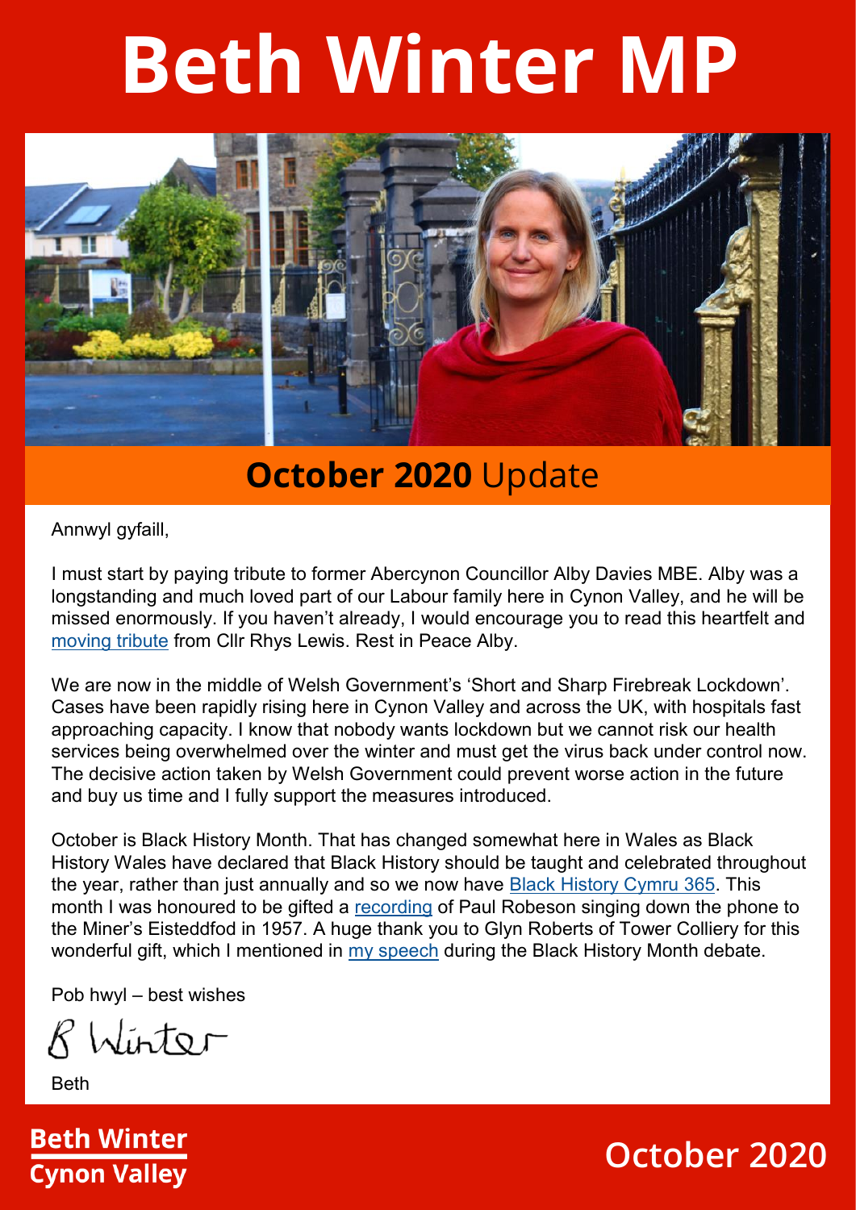# Beth Winter MP

## **October 2020** Update

Annwyl gyfaill,

I must start by paying tribute to former Abercynon Councillor Alby Davies MBE. Alby was a longstanding and much loved part of our Labour family here in Cynon Valley, and he will be missed enormously. If you haven't already, I would encourage you to read this heartfelt and moving tribute from Cllr Rhys Lewis. Rest in Peace Alby.

We are now in the middle of Welsh Government's 'Short and Sharp Firebreak Lockdown'. Cases have been rapidly rising here in Cynon Valley and across the UK, with hospitals fast approaching capacity. I know that nobody wants lockdown but we cannot risk our health services being overwhelmed over the winter and must get the virus back under control now. The decisive action taken by Welsh Government could prevent worse action in the future and buy us time and I fully support the measures introduced.

October is Black History Month. That has changed somewhat here in Wales as Black History Wales have declared that Black History should be taught and celebrated throughout the year, rather than just annually and so we now have Black History Cymru 365. This month I was honoured to be gifted a recording of Paul Robeson singing down the phone to the Miner's Eisteddfod in 1957. A huge thank you to Glyn Roberts of Tower Colliery for this wonderful gift, which I mentioned in my speech during the Black History Month debate.

Pob hwyl – best wishes

B Winter

Beth

**Beth Winter**
**Cynon Valley**

**October 2020**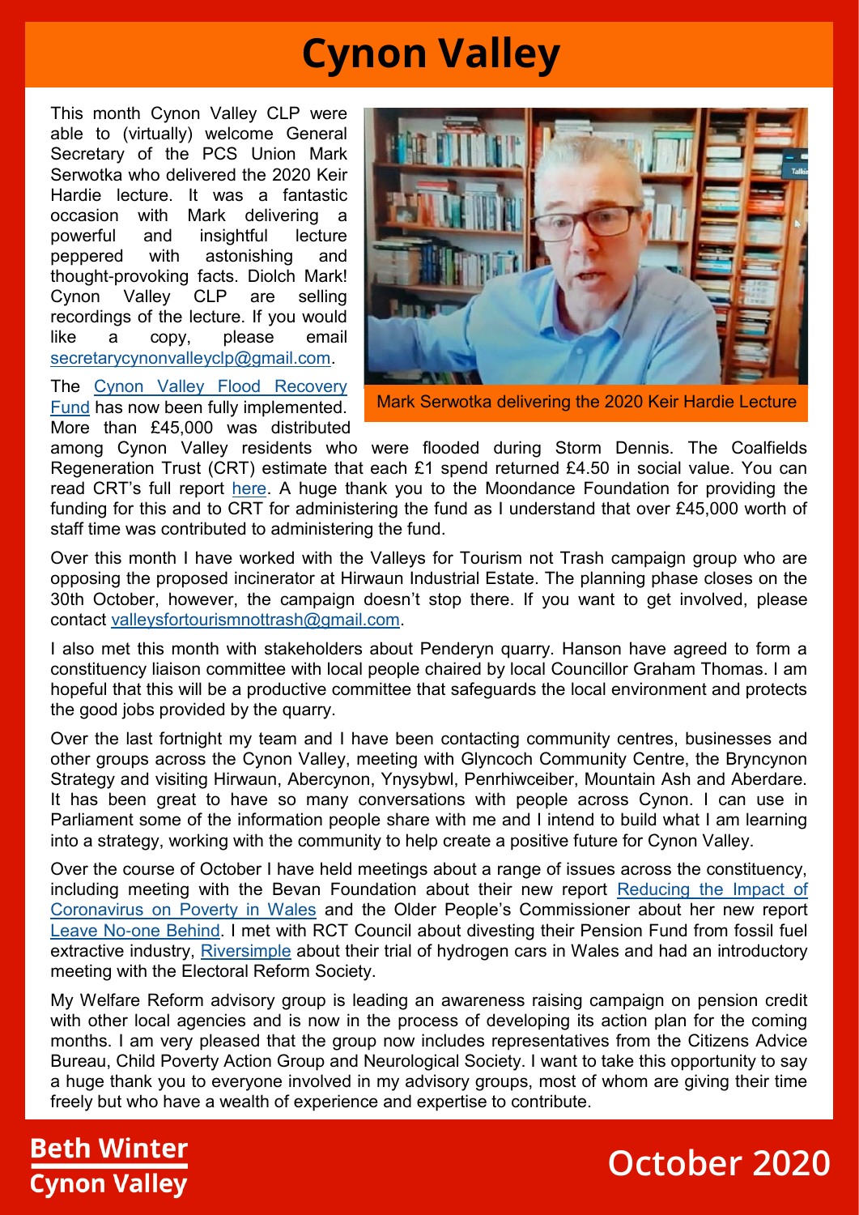# Cynon Valley

This month Cynon Valley CLP were able to (virtually) welcome General Secretary of the PCS Union Mark Serwotka who delivered the 2020 Keir Hardie lecture. It was a fantastic occasion with Mark delivering a powerful and insightful lecture peppered with astonishing and thought-provoking facts. Diolch Mark! Cynon Valley CLP are selling recordings of the lecture. If you would like a copy, please email secretarycynonvalleyclp@gmail.com.

Mark Serwotka delivering the 2020 Keir Hardie Lecture

The Cynon Valley Flood Recovery Fund has now been fully implemented. More than £45,000 was distributed among Cynon Valley residents who were flooded during Storm Dennis. The Coalfields Regeneration Trust (CRT) estimate that each £1 spend returned £4.50 in social value. You can read CRT's full report here. A huge thank you to the Moondance Foundation for providing the funding for this and to CRT for administering the fund as I understand that over £45,000 worth of staff time was contributed to administering the fund.

Over this month I have worked with the Valleys for Tourism not Trash campaign group who are opposing the proposed incinerator at Hirwaun Industrial Estate. The planning phase closes on the 30th October, however, the campaign doesn't stop there. If you want to get involved, please contact valleysfortourismnottrash@gmail.com.

I also met this month with stakeholders about Penderyn quarry. Hanson have agreed to form a constituency liaison committee with local people chaired by local Councillor Graham Thomas. I am hopeful that this will be a productive committee that safeguards the local environment and protects the good jobs provided by the quarry.

Over the last fortnight my team and I have been contacting community centres, businesses and other groups across the Cynon Valley, meeting with Glyncoch Community Centre, the Bryncynon Strategy and visiting Hirwaun, Abercynon, Ynysybwl, Penrhiwceiber, Mountain Ash and Aberdare. It has been great to have so many conversations with people across Cynon. I can use in Parliament some of the information people share with me and I intend to build what I am learning into a strategy, working with the community to help create a positive future for Cynon Valley.

Over the course of October I have held meetings about a range of issues across the constituency, including meeting with the Bevan Foundation about their new report Reducing the Impact of Coronavirus on Poverty in Wales and the Older People's Commissioner about her new report Leave No-one Behind. I met with RCT Council about divesting their Pension Fund from fossil fuel extractive industry, Riversimple about their trial of hydrogen cars in Wales and had an introductory meeting with the Electoral Reform Society.

My Welfare Reform advisory group is leading an awareness raising campaign on pension credit with other local agencies and is now in the process of developing its action plan for the coming months. I am very pleased that the group now includes representatives from the Citizens Advice Bureau, Child Poverty Action Group and Neurological Society. I want to take this opportunity to say a huge thank you to everyone involved in my advisory groups, most of whom are giving their time freely but who have a wealth of experience and expertise to contribute.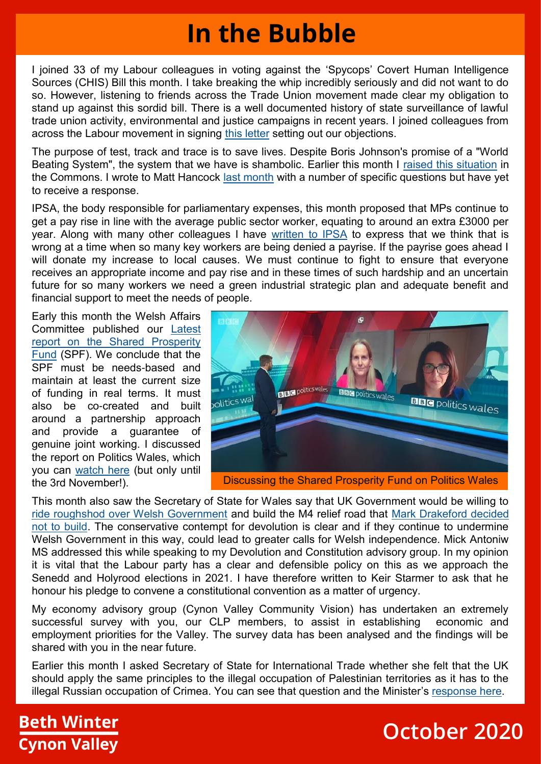# In the Bubble

I joined 33 of my Labour colleagues in voting against the 'Spycops' Covert Human Intelligence Sources (CHIS) Bill this month. I take breaking the whip incredibly seriously and did not want to do so. However, listening to friends across the Trade Union movement made clear my obligation to stand up against this sordid bill. There is a well documented history of state surveillance of lawful trade union activity, environmental and justice campaigns in recent years. I joined colleagues from across the Labour movement in signing this letter setting out our objections.

The purpose of test, track and trace is to save lives. Despite Boris Johnson's promise of a "World Beating System", the system that we have is shambolic. Earlier this month I raised this situation in the Commons. I wrote to Matt Hancock last month with a number of specific questions but have yet to receive a response.

IPSA, the body responsible for parliamentary expenses, this month proposed that MPs continue to get a pay rise in line with the average public sector worker, equating to around an extra £3000 per year. Along with many other colleagues I have written to IPSA to express that we think that is wrong at a time when so many key workers are being denied a payrise. If the payrise goes ahead I will donate my increase to local causes. We must continue to fight to ensure that everyone receives an appropriate income and pay rise and in these times of such hardship and an uncertain future for so many workers we need a green industrial strategic plan and adequate benefit and financial support to meet the needs of people.

Early this month the Welsh Affairs Committee published our Latest report on the Shared Prosperity Fund (SPF). We conclude that the SPF must be needs-based and maintain at least the current size of funding in real terms. It must also be co-created and built around a partnership approach and provide a guarantee of genuine joint working. I discussed the report on Politics Wales, which you can watch here (but only until the 3rd November!).

Discussing the Shared Prosperity Fund on Politics Wales

This month also saw the Secretary of State for Wales say that UK Government would be willing to ride roughshod over Welsh Government and build the M4 relief road that Mark Drakeford decided not to build. The conservative contempt for devolution is clear and if they continue to undermine Welsh Government in this way, could lead to greater calls for Welsh independence. Mick Antoniw MS addressed this while speaking to my Devolution and Constitution advisory group. In my opinion it is vital that the Labour party has a clear and defensible policy on this as we approach the Senedd and Holyrood elections in 2021. I have therefore written to Keir Starmer to ask that he honour his pledge to convene a constitutional convention as a matter of urgency.

My economy advisory group (Cynon Valley Community Vision) has undertaken an extremely successful survey with you, our CLP members, to assist in establishing economic and employment priorities for the Valley. The survey data has been analysed and the findings will be shared with you in the near future.

Earlier this month I asked Secretary of State for International Trade whether she felt that the UK should apply the same principles to the illegal occupation of Palestinian territories as it has to the illegal Russian occupation of Crimea. You can see that question and the Minister's response here.

**Beth Winter**
**Cynon Valley**

**October 2020**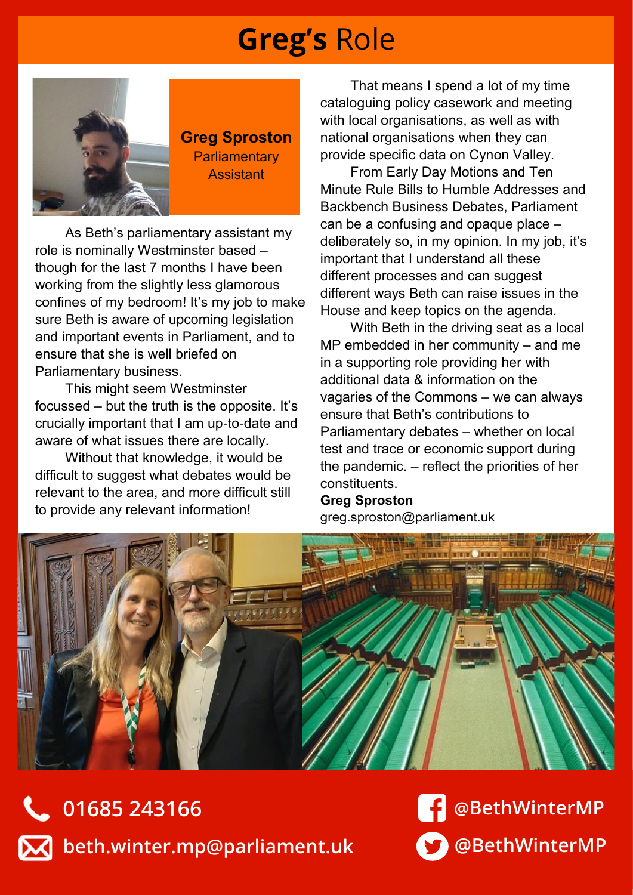# **Greg's** Role

**Greg Sproston**
Parliamentary Assistant

As Beth's parliamentary assistant my role is nominally Westminster based – though for the last 7 months I have been working from the slightly less glamorous confines of my bedroom! It's my job to make sure Beth is aware of upcoming legislation and important events in Parliament, and to ensure that she is well briefed on Parliamentary business.

This might seem Westminster focussed – but the truth is the opposite. It's crucially important that I am up-to-date and aware of what issues there are locally.

Without that knowledge, it would be difficult to suggest what debates would be relevant to the area, and more difficult still to provide any relevant information!

That means I spend a lot of my time cataloguing policy casework and meeting with local organisations, as well as with national organisations when they can provide specific data on Cynon Valley.

From Early Day Motions and Ten Minute Rule Bills to Humble Addresses and Backbench Business Debates, Parliament can be a confusing and opaque place – deliberately so, in my opinion. In my job, it's important that I understand all these different processes and can suggest different ways Beth can raise issues in the House and keep topics on the agenda.

With Beth in the driving seat as a local MP embedded in her community – and me in a supporting role providing her with additional data & information on the vagaries of the Commons – we can always ensure that Beth's contributions to Parliamentary debates – whether on local test and trace or economic support during the pandemic. – reflect the priorities of her constituents.

**Greg Sproston**
greg.sproston@parliament.uk

**01685 243166**

**beth.winter.mp@parliament.uk**

**@BethWinterMP**

**@BethWinterMP**